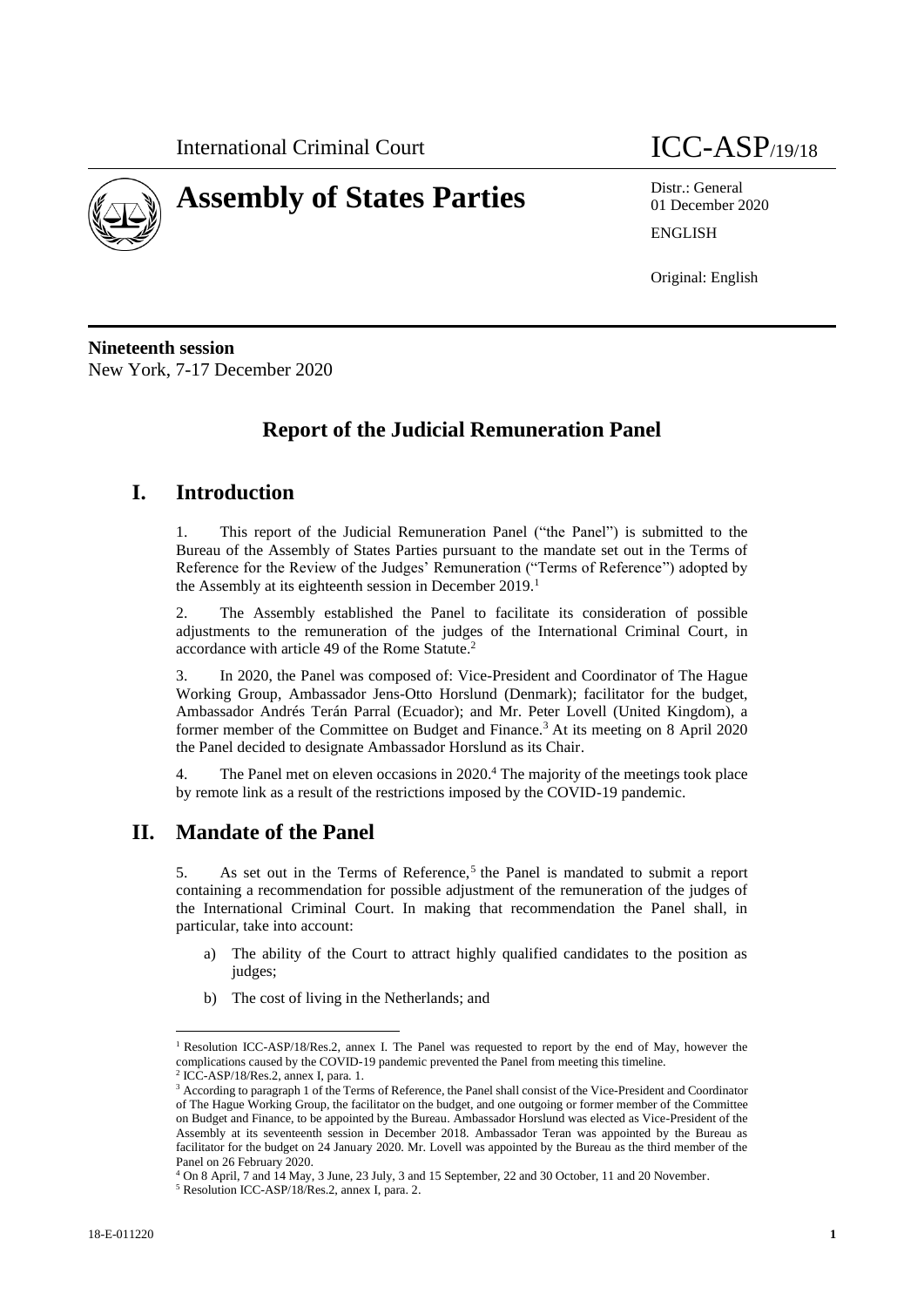International Criminal Court

# Assembly of States Parties

ICC-ASP/19/18

Distr.: General
01 December 2020

ENGLISH

Original: English

**Nineteenth session**
New York, 7-17 December 2020

## Report of the Judicial Remuneration Panel

## I. Introduction

1. This report of the Judicial Remuneration Panel ("the Panel") is submitted to the Bureau of the Assembly of States Parties pursuant to the mandate set out in the Terms of Reference for the Review of the Judges' Remuneration ("Terms of Reference") adopted by the Assembly at its eighteenth session in December 2019.[1]

2. The Assembly established the Panel to facilitate its consideration of possible adjustments to the remuneration of the judges of the International Criminal Court, in accordance with article 49 of the Rome Statute.[2]

3. In 2020, the Panel was composed of: Vice-President and Coordinator of The Hague Working Group, Ambassador Jens-Otto Horslund (Denmark); facilitator for the budget, Ambassador Andrés Terán Parral (Ecuador); and Mr. Peter Lovell (United Kingdom), a former member of the Committee on Budget and Finance.[3] At its meeting on 8 April 2020 the Panel decided to designate Ambassador Horslund as its Chair.

4. The Panel met on eleven occasions in 2020.[4] The majority of the meetings took place by remote link as a result of the restrictions imposed by the COVID-19 pandemic.

## II. Mandate of the Panel

5. As set out in the Terms of Reference,[5] the Panel is mandated to submit a report containing a recommendation for possible adjustment of the remuneration of the judges of the International Criminal Court. In making that recommendation the Panel shall, in particular, take into account:

a) The ability of the Court to attract highly qualified candidates to the position as judges;

b) The cost of living in the Netherlands; and

---

[1] Resolution ICC-ASP/18/Res.2, annex I. The Panel was requested to report by the end of May, however the complications caused by the COVID-19 pandemic prevented the Panel from meeting this timeline.

[2] ICC-ASP/18/Res.2, annex I, para. 1.

[3] According to paragraph 1 of the Terms of Reference, the Panel shall consist of the Vice-President and Coordinator of The Hague Working Group, the facilitator on the budget, and one outgoing or former member of the Committee on Budget and Finance, to be appointed by the Bureau. Ambassador Horslund was elected as Vice-President of the Assembly at its seventeenth session in December 2018. Ambassador Teran was appointed by the Bureau as facilitator for the budget on 24 January 2020. Mr. Lovell was appointed by the Bureau as the third member of the Panel on 26 February 2020.

[4] On 8 April, 7 and 14 May, 3 June, 23 July, 3 and 15 September, 22 and 30 October, 11 and 20 November.

[5] Resolution ICC-ASP/18/Res.2, annex I, para. 2.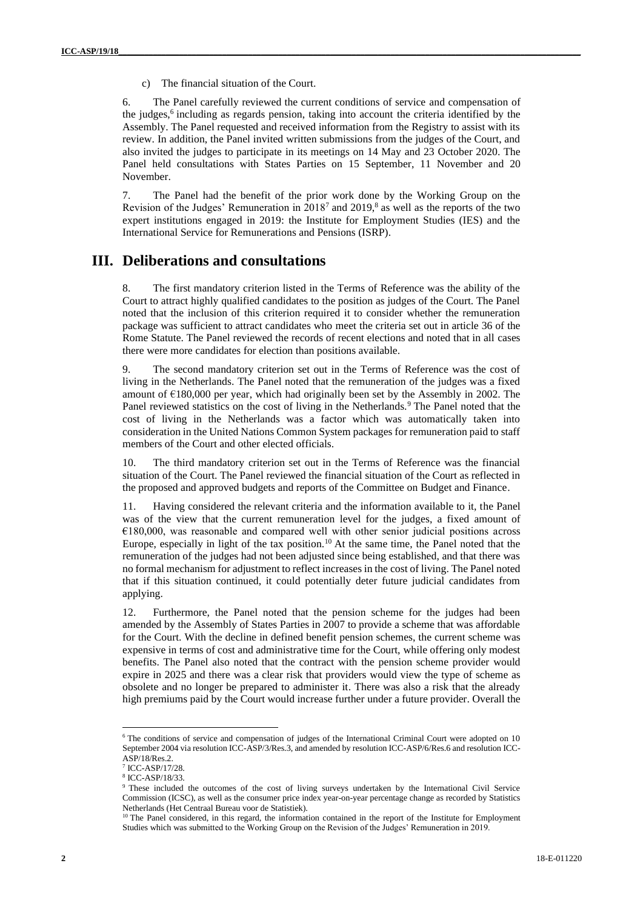c) The financial situation of the Court.

6. The Panel carefully reviewed the current conditions of service and compensation of the judges,[6] including as regards pension, taking into account the criteria identified by the Assembly. The Panel requested and received information from the Registry to assist with its review. In addition, the Panel invited written submissions from the judges of the Court, and also invited the judges to participate in its meetings on 14 May and 23 October 2020. The Panel held consultations with States Parties on 15 September, 11 November and 20 November.

7. The Panel had the benefit of the prior work done by the Working Group on the Revision of the Judges' Remuneration in 2018[7] and 2019,[8] as well as the reports of the two expert institutions engaged in 2019: the Institute for Employment Studies (IES) and the International Service for Remunerations and Pensions (ISRP).

# III. Deliberations and consultations

8. The first mandatory criterion listed in the Terms of Reference was the ability of the Court to attract highly qualified candidates to the position as judges of the Court. The Panel noted that the inclusion of this criterion required it to consider whether the remuneration package was sufficient to attract candidates who meet the criteria set out in article 36 of the Rome Statute. The Panel reviewed the records of recent elections and noted that in all cases there were more candidates for election than positions available.

9. The second mandatory criterion set out in the Terms of Reference was the cost of living in the Netherlands. The Panel noted that the remuneration of the judges was a fixed amount of €180,000 per year, which had originally been set by the Assembly in 2002. The Panel reviewed statistics on the cost of living in the Netherlands.[9] The Panel noted that the cost of living in the Netherlands was a factor which was automatically taken into consideration in the United Nations Common System packages for remuneration paid to staff members of the Court and other elected officials.

10. The third mandatory criterion set out in the Terms of Reference was the financial situation of the Court. The Panel reviewed the financial situation of the Court as reflected in the proposed and approved budgets and reports of the Committee on Budget and Finance.

11. Having considered the relevant criteria and the information available to it, the Panel was of the view that the current remuneration level for the judges, a fixed amount of €180,000, was reasonable and compared well with other senior judicial positions across Europe, especially in light of the tax position.[10] At the same time, the Panel noted that the remuneration of the judges had not been adjusted since being established, and that there was no formal mechanism for adjustment to reflect increases in the cost of living. The Panel noted that if this situation continued, it could potentially deter future judicial candidates from applying.

12. Furthermore, the Panel noted that the pension scheme for the judges had been amended by the Assembly of States Parties in 2007 to provide a scheme that was affordable for the Court. With the decline in defined benefit pension schemes, the current scheme was expensive in terms of cost and administrative time for the Court, while offering only modest benefits. The Panel also noted that the contract with the pension scheme provider would expire in 2025 and there was a clear risk that providers would view the type of scheme as obsolete and no longer be prepared to administer it. There was also a risk that the already high premiums paid by the Court would increase further under a future provider. Overall the

---

[6] The conditions of service and compensation of judges of the International Criminal Court were adopted on 10 September 2004 via resolution ICC-ASP/3/Res.3, and amended by resolution ICC-ASP/6/Res.6 and resolution ICC-ASP/18/Res.2.

[7] ICC-ASP/17/28.

[8] ICC-ASP/18/33.

[9] These included the outcomes of the cost of living surveys undertaken by the International Civil Service Commission (ICSC), as well as the consumer price index year-on-year percentage change as recorded by Statistics Netherlands (Het Centraal Bureau voor de Statistiek).

[10] The Panel considered, in this regard, the information contained in the report of the Institute for Employment Studies which was submitted to the Working Group on the Revision of the Judges' Remuneration in 2019.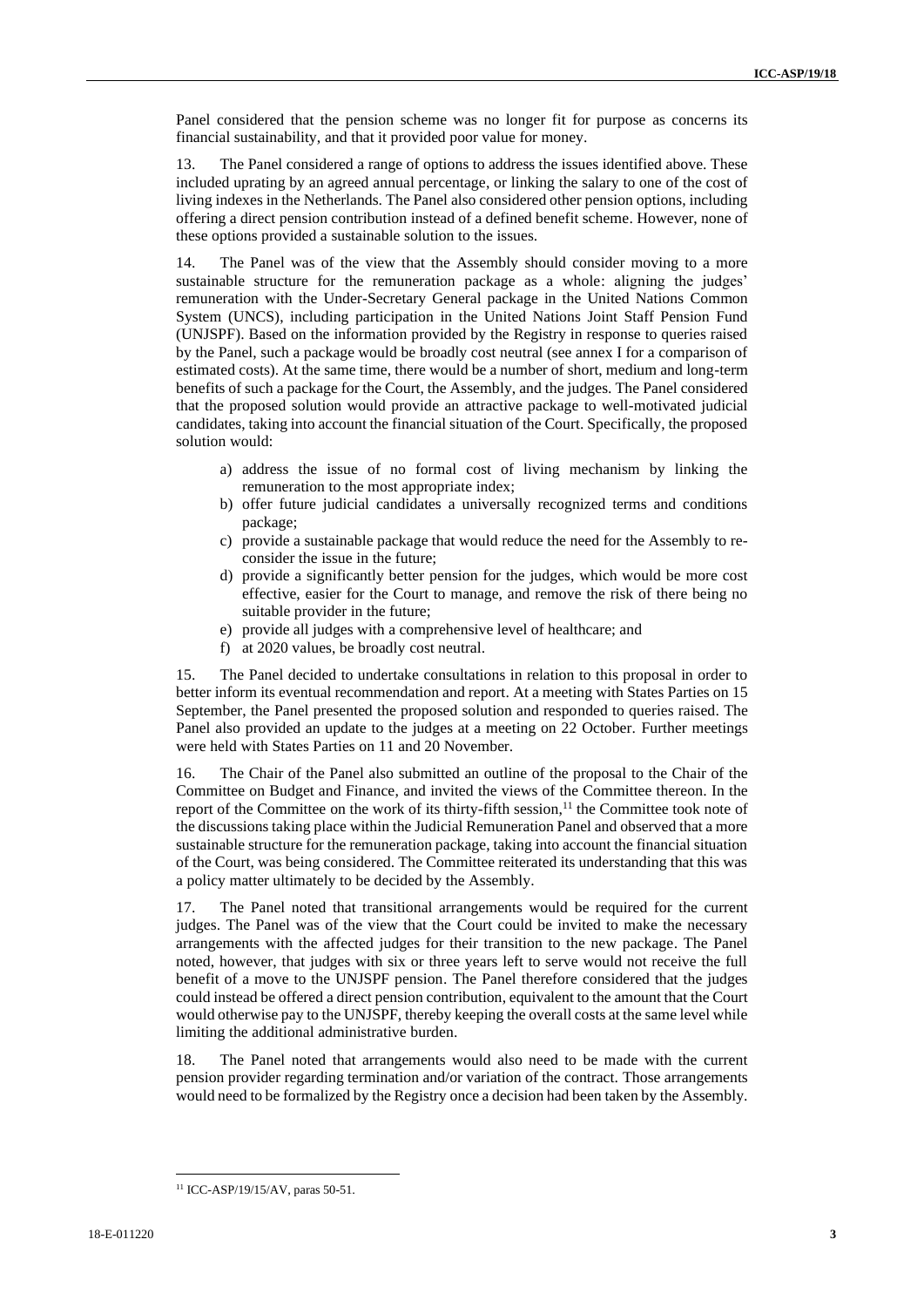Panel considered that the pension scheme was no longer fit for purpose as concerns its financial sustainability, and that it provided poor value for money.

13. The Panel considered a range of options to address the issues identified above. These included uprating by an agreed annual percentage, or linking the salary to one of the cost of living indexes in the Netherlands. The Panel also considered other pension options, including offering a direct pension contribution instead of a defined benefit scheme. However, none of these options provided a sustainable solution to the issues.

14. The Panel was of the view that the Assembly should consider moving to a more sustainable structure for the remuneration package as a whole: aligning the judges' remuneration with the Under-Secretary General package in the United Nations Common System (UNCS), including participation in the United Nations Joint Staff Pension Fund (UNJSPF). Based on the information provided by the Registry in response to queries raised by the Panel, such a package would be broadly cost neutral (see annex I for a comparison of estimated costs). At the same time, there would be a number of short, medium and long-term benefits of such a package for the Court, the Assembly, and the judges. The Panel considered that the proposed solution would provide an attractive package to well-motivated judicial candidates, taking into account the financial situation of the Court. Specifically, the proposed solution would:

a) address the issue of no formal cost of living mechanism by linking the remuneration to the most appropriate index;
b) offer future judicial candidates a universally recognized terms and conditions package;
c) provide a sustainable package that would reduce the need for the Assembly to re-consider the issue in the future;
d) provide a significantly better pension for the judges, which would be more cost effective, easier for the Court to manage, and remove the risk of there being no suitable provider in the future;
e) provide all judges with a comprehensive level of healthcare; and
f) at 2020 values, be broadly cost neutral.

15. The Panel decided to undertake consultations in relation to this proposal in order to better inform its eventual recommendation and report. At a meeting with States Parties on 15 September, the Panel presented the proposed solution and responded to queries raised. The Panel also provided an update to the judges at a meeting on 22 October. Further meetings were held with States Parties on 11 and 20 November.

16. The Chair of the Panel also submitted an outline of the proposal to the Chair of the Committee on Budget and Finance, and invited the views of the Committee thereon. In the report of the Committee on the work of its thirty-fifth session,[11] the Committee took note of the discussions taking place within the Judicial Remuneration Panel and observed that a more sustainable structure for the remuneration package, taking into account the financial situation of the Court, was being considered. The Committee reiterated its understanding that this was a policy matter ultimately to be decided by the Assembly.

17. The Panel noted that transitional arrangements would be required for the current judges. The Panel was of the view that the Court could be invited to make the necessary arrangements with the affected judges for their transition to the new package. The Panel noted, however, that judges with six or three years left to serve would not receive the full benefit of a move to the UNJSPF pension. The Panel therefore considered that the judges could instead be offered a direct pension contribution, equivalent to the amount that the Court would otherwise pay to the UNJSPF, thereby keeping the overall costs at the same level while limiting the additional administrative burden.

18. The Panel noted that arrangements would also need to be made with the current pension provider regarding termination and/or variation of the contract. Those arrangements would need to be formalized by the Registry once a decision had been taken by the Assembly.

---

[11] ICC-ASP/19/15/AV, paras 50-51.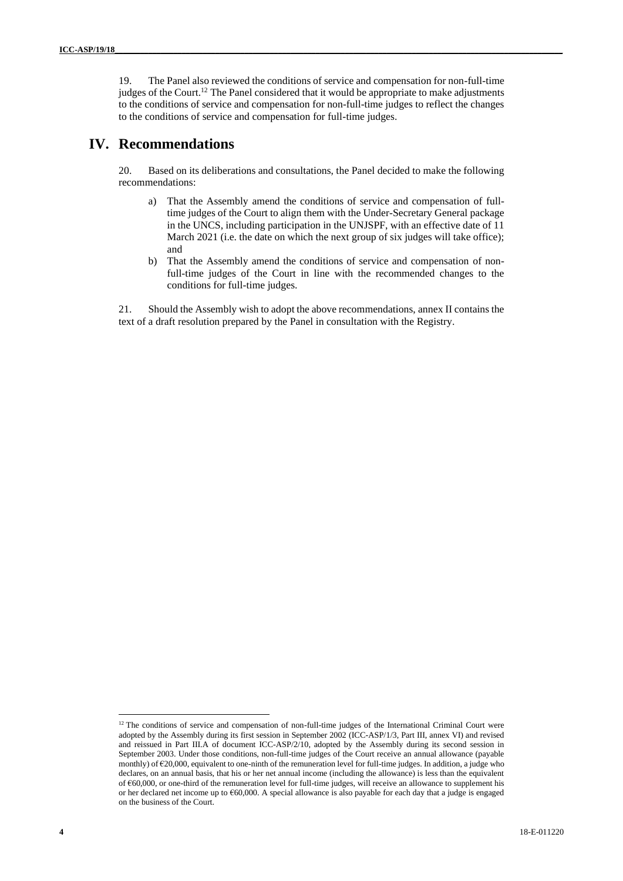19. The Panel also reviewed the conditions of service and compensation for non-full-time judges of the Court.[12] The Panel considered that it would be appropriate to make adjustments to the conditions of service and compensation for non-full-time judges to reflect the changes to the conditions of service and compensation for full-time judges.

# IV. Recommendations

20. Based on its deliberations and consultations, the Panel decided to make the following recommendations:

a) That the Assembly amend the conditions of service and compensation of full-time judges of the Court to align them with the Under-Secretary General package in the UNCS, including participation in the UNJSPF, with an effective date of 11 March 2021 (i.e. the date on which the next group of six judges will take office); and

b) That the Assembly amend the conditions of service and compensation of non-full-time judges of the Court in line with the recommended changes to the conditions for full-time judges.

21. Should the Assembly wish to adopt the above recommendations, annex II contains the text of a draft resolution prepared by the Panel in consultation with the Registry.

[12] The conditions of service and compensation of non-full-time judges of the International Criminal Court were adopted by the Assembly during its first session in September 2002 (ICC-ASP/1/3, Part III, annex VI) and revised and reissued in Part III.A of document ICC-ASP/2/10, adopted by the Assembly during its second session in September 2003. Under those conditions, non-full-time judges of the Court receive an annual allowance (payable monthly) of €20,000, equivalent to one-ninth of the remuneration level for full-time judges. In addition, a judge who declares, on an annual basis, that his or her net annual income (including the allowance) is less than the equivalent of €60,000, or one-third of the remuneration level for full-time judges, will receive an allowance to supplement his or her declared net income up to €60,000. A special allowance is also payable for each day that a judge is engaged on the business of the Court.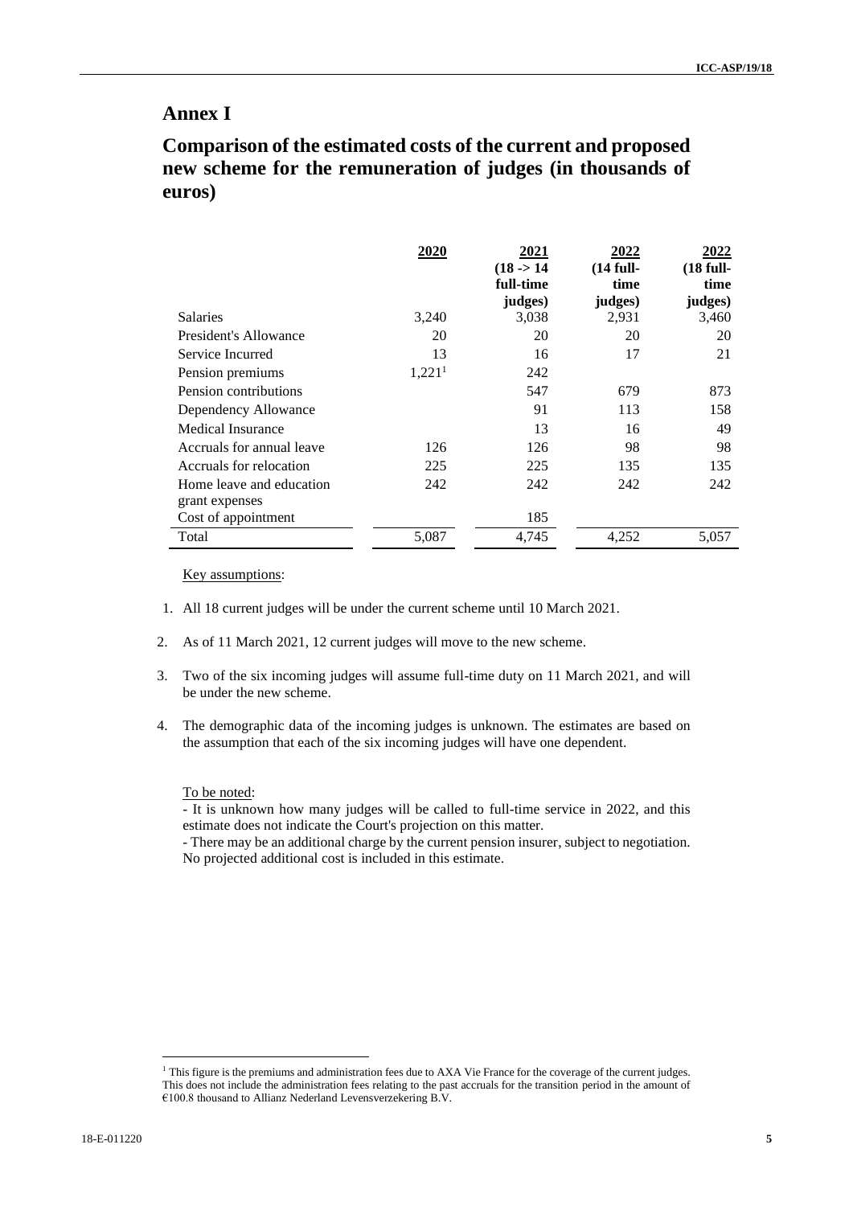# Annex I

## Comparison of the estimated costs of the current and proposed new scheme for the remuneration of judges (in thousands of euros)

| | 2020 | 2021 (18 -> 14 full-time judges) | 2022 (14 full-time judges) | 2022 (18 full-time judges) |
|---|---|---|---|---|
| Salaries | 3,240 | 3,038 | 2,931 | 3,460 |
| President's Allowance | 20 | 20 | 20 | 20 |
| Service Incurred | 13 | 16 | 17 | 21 |
| Pension premiums | 1,221[1] | 242 | | |
| Pension contributions | | 547 | 679 | 873 |
| Dependency Allowance | | 91 | 113 | 158 |
| Medical Insurance | | 13 | 16 | 49 |
| Accruals for annual leave | 126 | 126 | 98 | 98 |
| Accruals for relocation | 225 | 225 | 135 | 135 |
| Home leave and education grant expenses | 242 | 242 | 242 | 242 |
| Cost of appointment | | 185 | | |
| Total | 5,087 | 4,745 | 4,252 | 5,057 |

Key assumptions:

1. All 18 current judges will be under the current scheme until 10 March 2021.
2. As of 11 March 2021, 12 current judges will move to the new scheme.
3. Two of the six incoming judges will assume full-time duty on 11 March 2021, and will be under the new scheme.
4. The demographic data of the incoming judges is unknown. The estimates are based on the assumption that each of the six incoming judges will have one dependent.

To be noted:

- It is unknown how many judges will be called to full-time service in 2022, and this estimate does not indicate the Court's projection on this matter.
- There may be an additional charge by the current pension insurer, subject to negotiation. No projected additional cost is included in this estimate.

[1] This figure is the premiums and administration fees due to AXA Vie France for the coverage of the current judges. This does not include the administration fees relating to the past accruals for the transition period in the amount of €100.8 thousand to Allianz Nederland Levensverzekering B.V.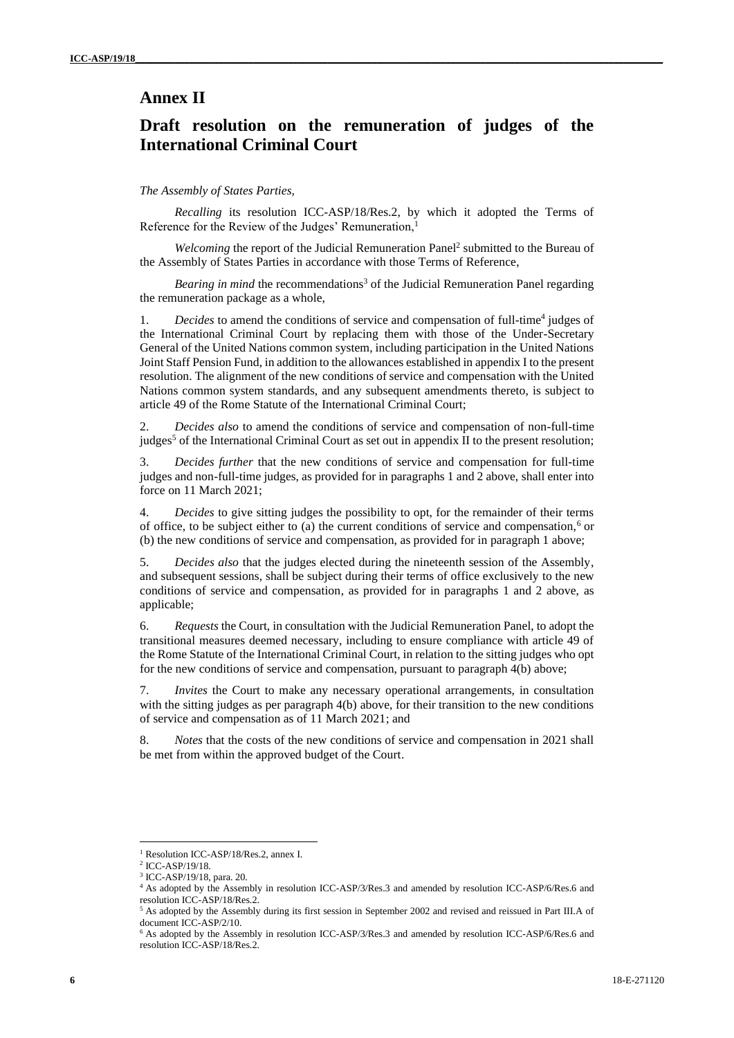# Annex II

## Draft resolution on the remuneration of judges of the International Criminal Court

*The Assembly of States Parties,*

*Recalling* its resolution ICC-ASP/18/Res.2, by which it adopted the Terms of Reference for the Review of the Judges' Remuneration,[1]

*Welcoming* the report of the Judicial Remuneration Panel[2] submitted to the Bureau of the Assembly of States Parties in accordance with those Terms of Reference,

*Bearing in mind* the recommendations[3] of the Judicial Remuneration Panel regarding the remuneration package as a whole,

1. *Decides* to amend the conditions of service and compensation of full-time[4] judges of the International Criminal Court by replacing them with those of the Under-Secretary General of the United Nations common system, including participation in the United Nations Joint Staff Pension Fund, in addition to the allowances established in appendix I to the present resolution. The alignment of the new conditions of service and compensation with the United Nations common system standards, and any subsequent amendments thereto, is subject to article 49 of the Rome Statute of the International Criminal Court;

2. *Decides also* to amend the conditions of service and compensation of non-full-time judges[5] of the International Criminal Court as set out in appendix II to the present resolution;

3. *Decides further* that the new conditions of service and compensation for full-time judges and non-full-time judges, as provided for in paragraphs 1 and 2 above, shall enter into force on 11 March 2021;

4. *Decides* to give sitting judges the possibility to opt, for the remainder of their terms of office, to be subject either to (a) the current conditions of service and compensation,[6] or (b) the new conditions of service and compensation, as provided for in paragraph 1 above;

5. *Decides also* that the judges elected during the nineteenth session of the Assembly, and subsequent sessions, shall be subject during their terms of office exclusively to the new conditions of service and compensation, as provided for in paragraphs 1 and 2 above, as applicable;

6. *Requests* the Court, in consultation with the Judicial Remuneration Panel, to adopt the transitional measures deemed necessary, including to ensure compliance with article 49 of the Rome Statute of the International Criminal Court, in relation to the sitting judges who opt for the new conditions of service and compensation, pursuant to paragraph 4(b) above;

7. *Invites* the Court to make any necessary operational arrangements, in consultation with the sitting judges as per paragraph 4(b) above, for their transition to the new conditions of service and compensation as of 11 March 2021; and

8. *Notes* that the costs of the new conditions of service and compensation in 2021 shall be met from within the approved budget of the Court.

---

[1] Resolution ICC-ASP/18/Res.2, annex I.

[2] ICC-ASP/19/18.

[3] ICC-ASP/19/18, para. 20.

[4] As adopted by the Assembly in resolution ICC-ASP/3/Res.3 and amended by resolution ICC-ASP/6/Res.6 and resolution ICC-ASP/18/Res.2.

[5] As adopted by the Assembly during its first session in September 2002 and revised and reissued in Part III.A of document ICC-ASP/2/10.

[6] As adopted by the Assembly in resolution ICC-ASP/3/Res.3 and amended by resolution ICC-ASP/6/Res.6 and resolution ICC-ASP/18/Res.2.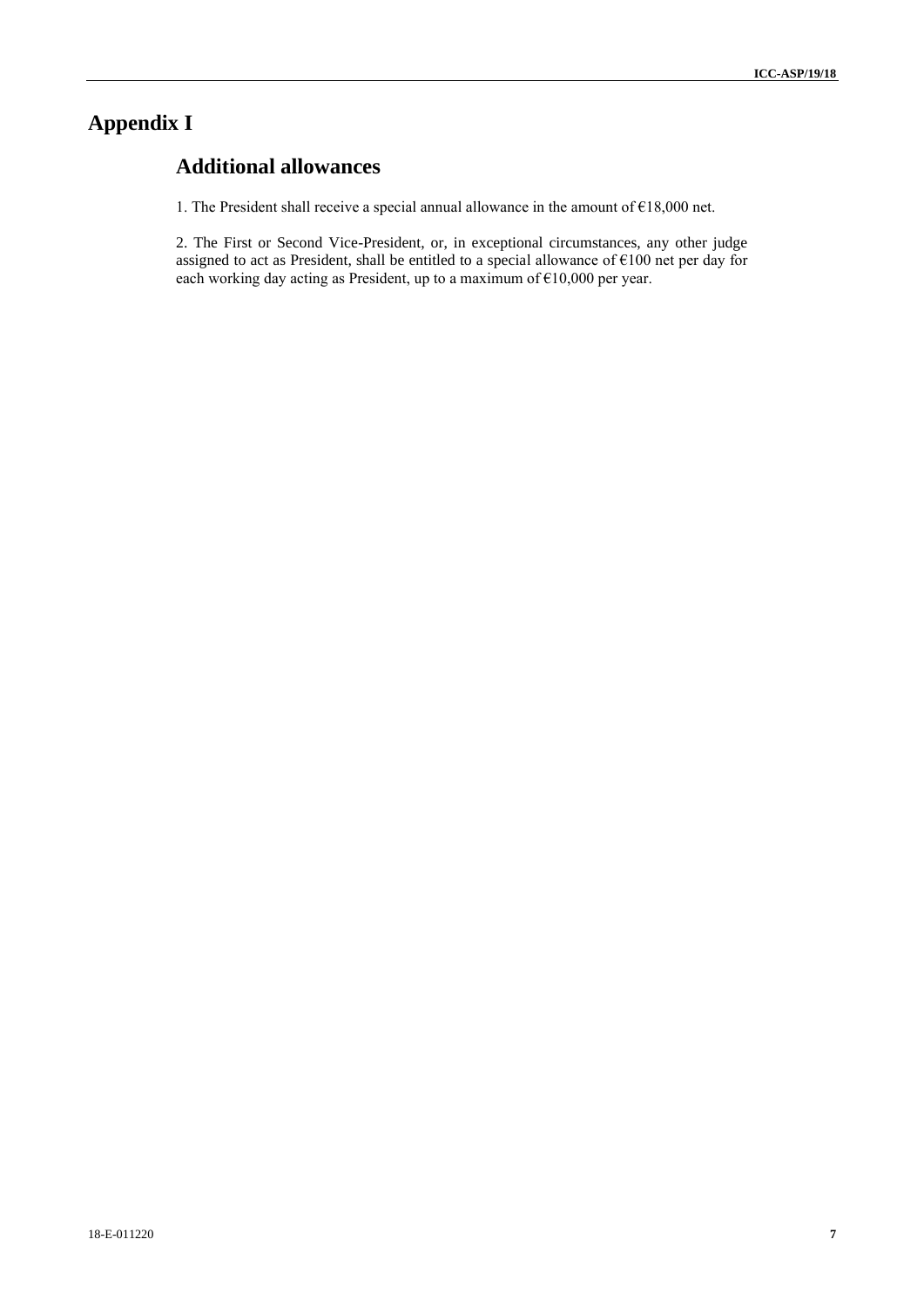# Appendix I

## Additional allowances

1. The President shall receive a special annual allowance in the amount of €18,000 net.

2. The First or Second Vice-President, or, in exceptional circumstances, any other judge assigned to act as President, shall be entitled to a special allowance of €100 net per day for each working day acting as President, up to a maximum of €10,000 per year.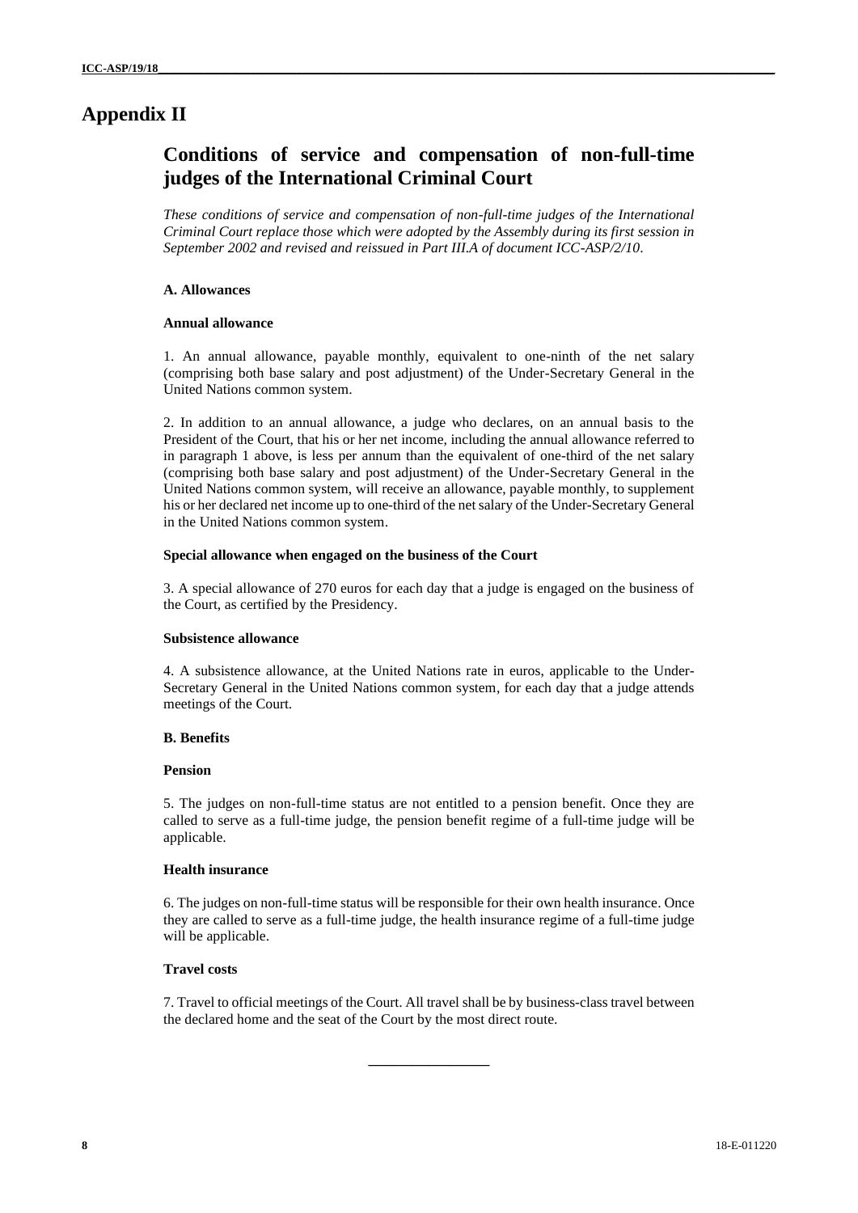# Appendix II

## Conditions of service and compensation of non-full-time judges of the International Criminal Court

*These conditions of service and compensation of non-full-time judges of the International Criminal Court replace those which were adopted by the Assembly during its first session in September 2002 and revised and reissued in Part III.A of document ICC-ASP/2/10.*

#### A. Allowances

#### Annual allowance

1. An annual allowance, payable monthly, equivalent to one-ninth of the net salary (comprising both base salary and post adjustment) of the Under-Secretary General in the United Nations common system.

2. In addition to an annual allowance, a judge who declares, on an annual basis to the President of the Court, that his or her net income, including the annual allowance referred to in paragraph 1 above, is less per annum than the equivalent of one-third of the net salary (comprising both base salary and post adjustment) of the Under-Secretary General in the United Nations common system, will receive an allowance, payable monthly, to supplement his or her declared net income up to one-third of the net salary of the Under-Secretary General in the United Nations common system.

#### Special allowance when engaged on the business of the Court

3. A special allowance of 270 euros for each day that a judge is engaged on the business of the Court, as certified by the Presidency.

#### Subsistence allowance

4. A subsistence allowance, at the United Nations rate in euros, applicable to the Under-Secretary General in the United Nations common system, for each day that a judge attends meetings of the Court.

#### B. Benefits

#### Pension

5. The judges on non-full-time status are not entitled to a pension benefit. Once they are called to serve as a full-time judge, the pension benefit regime of a full-time judge will be applicable.

#### Health insurance

6. The judges on non-full-time status will be responsible for their own health insurance. Once they are called to serve as a full-time judge, the health insurance regime of a full-time judge will be applicable.

#### Travel costs

7. Travel to official meetings of the Court. All travel shall be by business-class travel between the declared home and the seat of the Court by the most direct route.

---